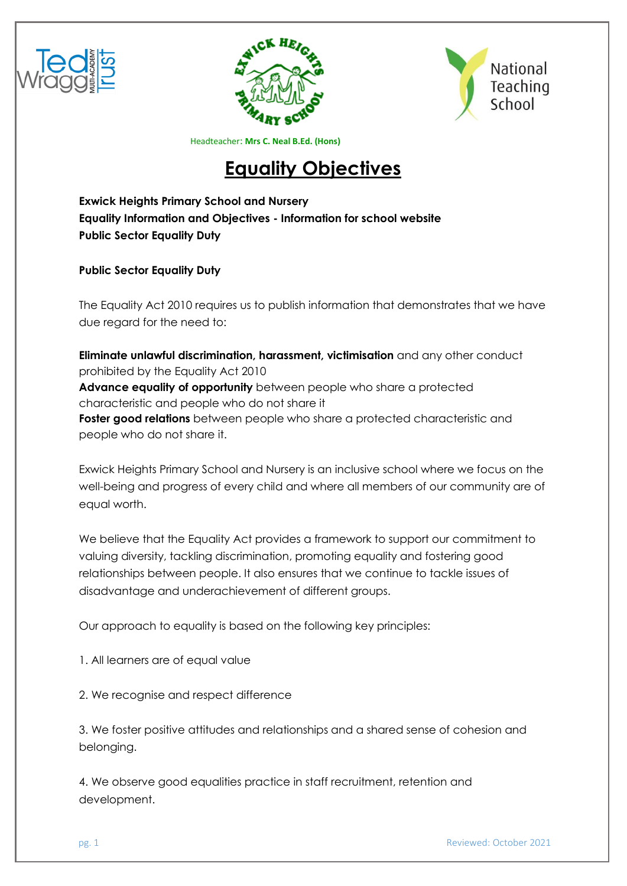Headteacher: **Mrs C. Neal B.Ed. (Hons)**

# Equality Objectives

**Exwick Heights Primary School and Nursery**
**Equality Information and Objectives - Information for school website**
**Public Sector Equality Duty**

**Public Sector Equality Duty**

The Equality Act 2010 requires us to publish information that demonstrates that we have due regard for the need to:

**Eliminate unlawful discrimination, harassment, victimisation** and any other conduct prohibited by the Equality Act 2010
**Advance equality of opportunity** between people who share a protected characteristic and people who do not share it
**Foster good relations** between people who share a protected characteristic and people who do not share it.

Exwick Heights Primary School and Nursery is an inclusive school where we focus on the well-being and progress of every child and where all members of our community are of equal worth.

We believe that the Equality Act provides a framework to support our commitment to valuing diversity, tackling discrimination, promoting equality and fostering good relationships between people. It also ensures that we continue to tackle issues of disadvantage and underachievement of different groups.

Our approach to equality is based on the following key principles:

1. All learners are of equal value

2. We recognise and respect difference

3. We foster positive attitudes and relationships and a shared sense of cohesion and belonging.

4. We observe good equalities practice in staff recruitment, retention and development.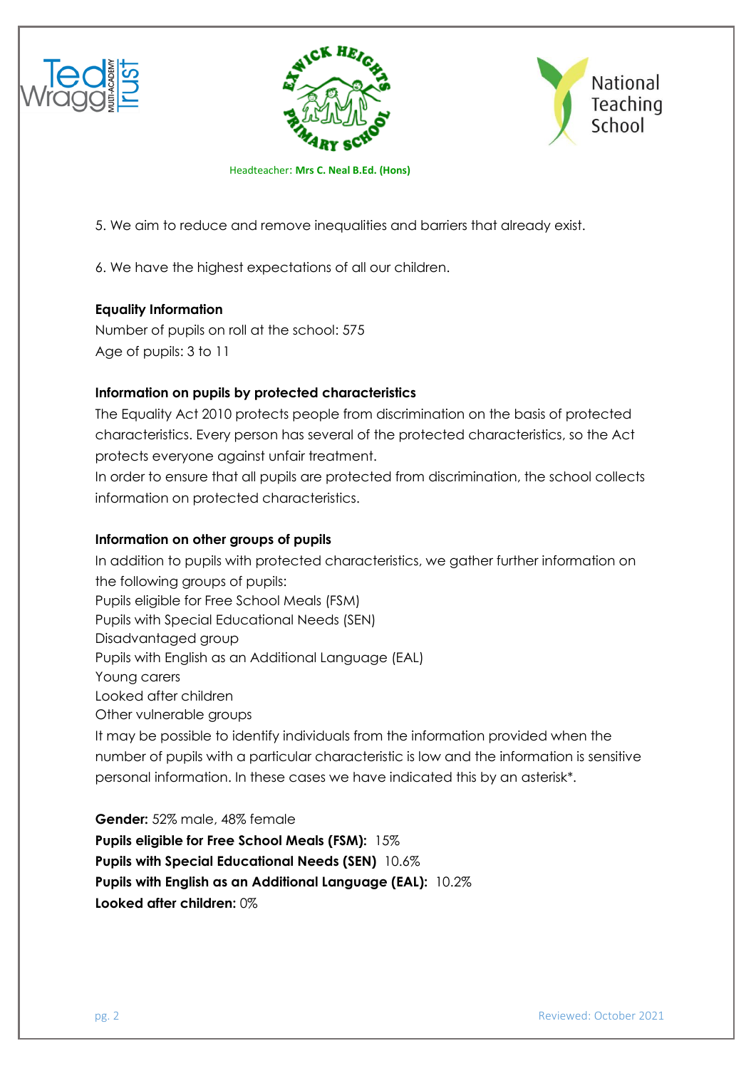5. We aim to reduce and remove inequalities and barriers that already exist.

6. We have the highest expectations of all our children.

**Equality Information**

Number of pupils on roll at the school: 575
Age of pupils: 3 to 11

**Information on pupils by protected characteristics**

The Equality Act 2010 protects people from discrimination on the basis of protected characteristics. Every person has several of the protected characteristics, so the Act protects everyone against unfair treatment.
In order to ensure that all pupils are protected from discrimination, the school collects information on protected characteristics.

**Information on other groups of pupils**

In addition to pupils with protected characteristics, we gather further information on the following groups of pupils:
Pupils eligible for Free School Meals (FSM)
Pupils with Special Educational Needs (SEN)
Disadvantaged group
Pupils with English as an Additional Language (EAL)
Young carers
Looked after children
Other vulnerable groups
It may be possible to identify individuals from the information provided when the number of pupils with a particular characteristic is low and the information is sensitive personal information. In these cases we have indicated this by an asterisk*.

**Gender:** 52% male, 48% female
**Pupils eligible for Free School Meals (FSM):** 15%
**Pupils with Special Educational Needs (SEN)** 10.6%
**Pupils with English as an Additional Language (EAL):** 10.2%
**Looked after children:** 0%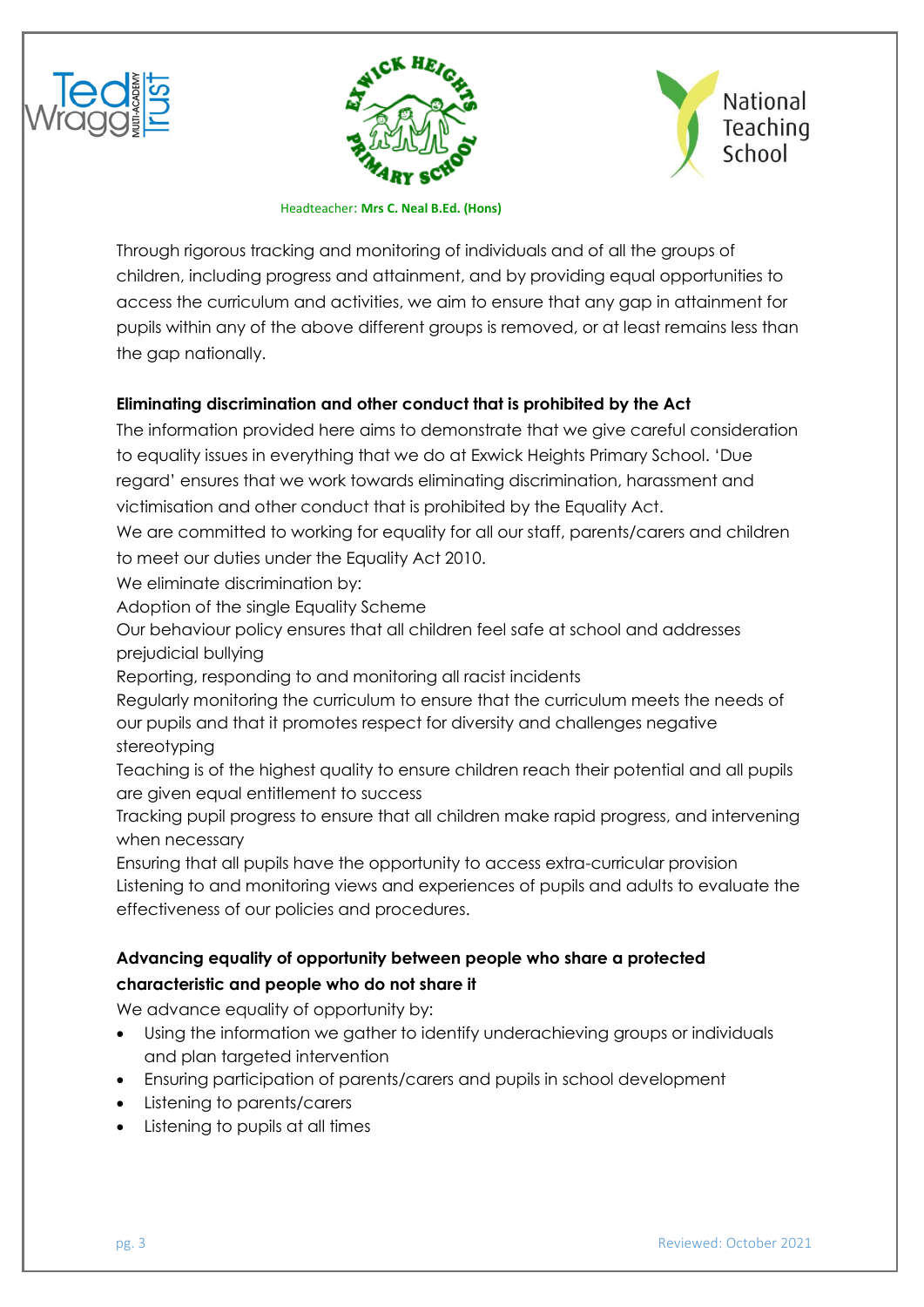Through rigorous tracking and monitoring of individuals and of all the groups of children, including progress and attainment, and by providing equal opportunities to access the curriculum and activities, we aim to ensure that any gap in attainment for pupils within any of the above different groups is removed, or at least remains less than the gap nationally.

**Eliminating discrimination and other conduct that is prohibited by the Act**

The information provided here aims to demonstrate that we give careful consideration to equality issues in everything that we do at Exwick Heights Primary School. 'Due regard' ensures that we work towards eliminating discrimination, harassment and victimisation and other conduct that is prohibited by the Equality Act.

We are committed to working for equality for all our staff, parents/carers and children to meet our duties under the Equality Act 2010.

We eliminate discrimination by:

Adoption of the single Equality Scheme

Our behaviour policy ensures that all children feel safe at school and addresses prejudicial bullying

Reporting, responding to and monitoring all racist incidents

Regularly monitoring the curriculum to ensure that the curriculum meets the needs of our pupils and that it promotes respect for diversity and challenges negative stereotyping

Teaching is of the highest quality to ensure children reach their potential and all pupils are given equal entitlement to success

Tracking pupil progress to ensure that all children make rapid progress, and intervening when necessary

Ensuring that all pupils have the opportunity to access extra-curricular provision

Listening to and monitoring views and experiences of pupils and adults to evaluate the effectiveness of our policies and procedures.

**Advancing equality of opportunity between people who share a protected characteristic and people who do not share it**

We advance equality of opportunity by:

- Using the information we gather to identify underachieving groups or individuals and plan targeted intervention
- Ensuring participation of parents/carers and pupils in school development
- Listening to parents/carers
- Listening to pupils at all times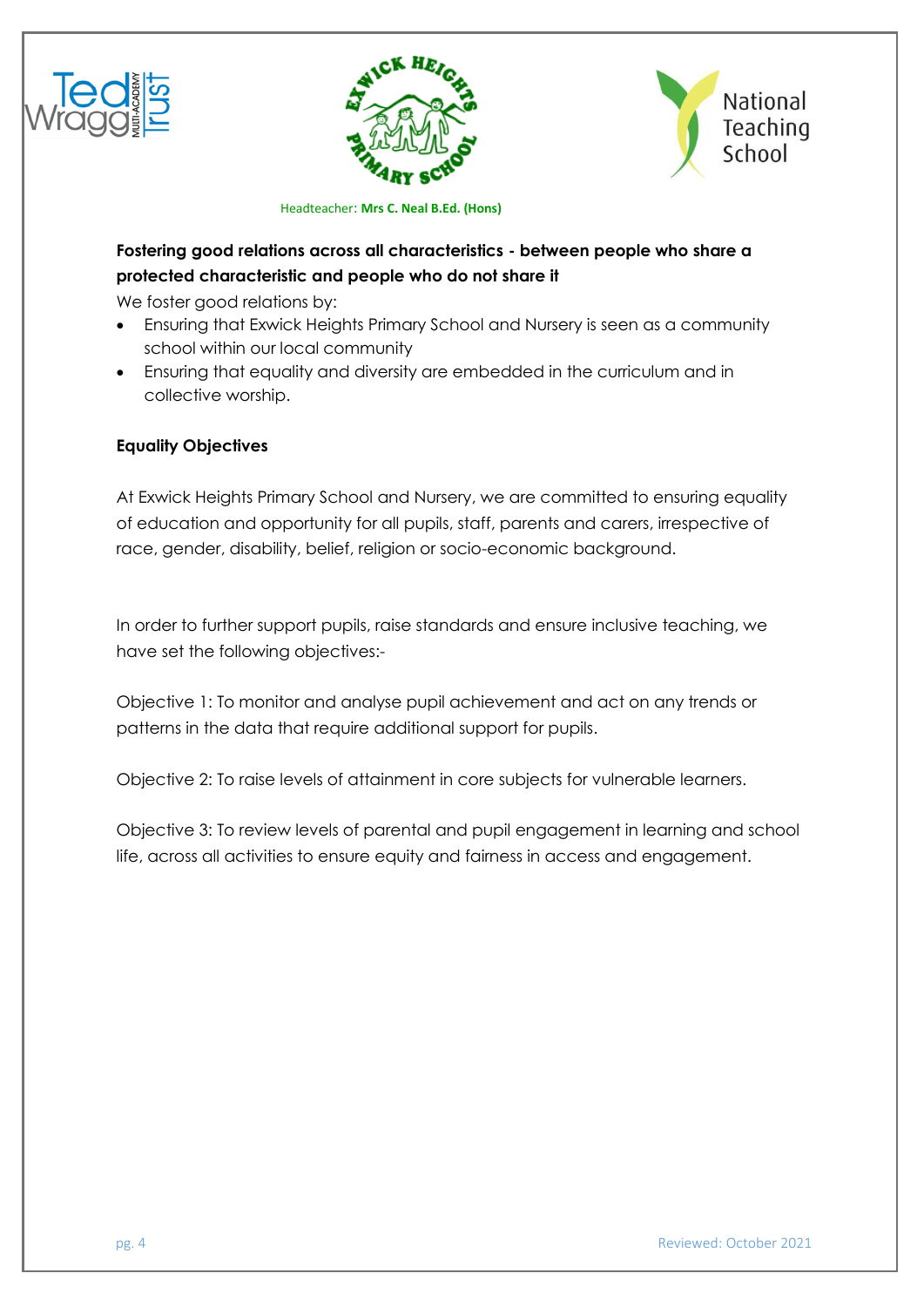**Fostering good relations across all characteristics - between people who share a protected characteristic and people who do not share it**

We foster good relations by:

- Ensuring that Exwick Heights Primary School and Nursery is seen as a community school within our local community
- Ensuring that equality and diversity are embedded in the curriculum and in collective worship.

**Equality Objectives**

At Exwick Heights Primary School and Nursery, we are committed to ensuring equality of education and opportunity for all pupils, staff, parents and carers, irrespective of race, gender, disability, belief, religion or socio-economic background.

In order to further support pupils, raise standards and ensure inclusive teaching, we have set the following objectives:-

Objective 1: To monitor and analyse pupil achievement and act on any trends or patterns in the data that require additional support for pupils.

Objective 2: To raise levels of attainment in core subjects for vulnerable learners.

Objective 3: To review levels of parental and pupil engagement in learning and school life, across all activities to ensure equity and fairness in access and engagement.